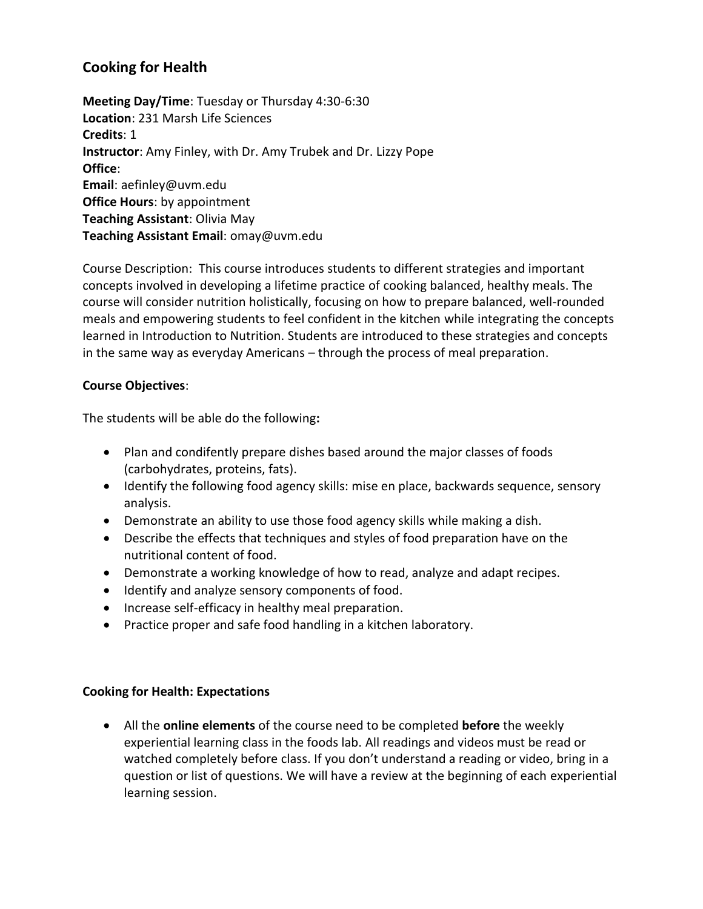## Cooking for Health

**Meeting Day/Time**: Tuesday or Thursday 4:30-6:30
**Location**: 231 Marsh Life Sciences
**Credits**: 1
**Instructor**: Amy Finley, with Dr. Amy Trubek and Dr. Lizzy Pope
**Office**:
**Email**: aefinley@uvm.edu
**Office Hours**: by appointment
**Teaching Assistant**: Olivia May
**Teaching Assistant Email**: omay@uvm.edu

Course Description: This course introduces students to different strategies and important concepts involved in developing a lifetime practice of cooking balanced, healthy meals. The course will consider nutrition holistically, focusing on how to prepare balanced, well-rounded meals and empowering students to feel confident in the kitchen while integrating the concepts learned in Introduction to Nutrition. Students are introduced to these strategies and concepts in the same way as everyday Americans – through the process of meal preparation.

**Course Objectives**:

The students will be able do the following**:**

- Plan and condifently prepare dishes based around the major classes of foods (carbohydrates, proteins, fats).
- Identify the following food agency skills: mise en place, backwards sequence, sensory analysis.
- Demonstrate an ability to use those food agency skills while making a dish.
- Describe the effects that techniques and styles of food preparation have on the nutritional content of food.
- Demonstrate a working knowledge of how to read, analyze and adapt recipes.
- Identify and analyze sensory components of food.
- Increase self-efficacy in healthy meal preparation.
- Practice proper and safe food handling in a kitchen laboratory.

**Cooking for Health: Expectations**

- All the **online elements** of the course need to be completed **before** the weekly experiential learning class in the foods lab. All readings and videos must be read or watched completely before class. If you don't understand a reading or video, bring in a question or list of questions. We will have a review at the beginning of each experiential learning session.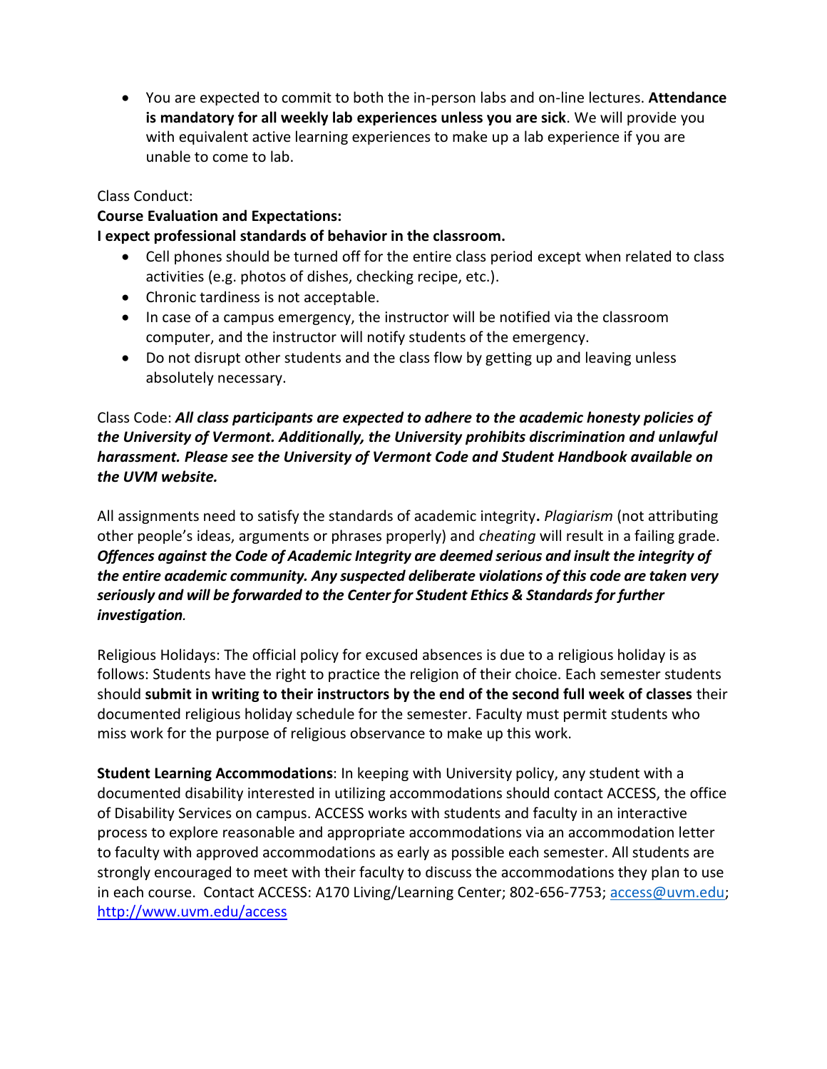- You are expected to commit to both the in-person labs and on-line lectures. **Attendance is mandatory for all weekly lab experiences unless you are sick**. We will provide you with equivalent active learning experiences to make up a lab experience if you are unable to come to lab.

Class Conduct:

**Course Evaluation and Expectations:**

**I expect professional standards of behavior in the classroom.**

- Cell phones should be turned off for the entire class period except when related to class activities (e.g. photos of dishes, checking recipe, etc.).
- Chronic tardiness is not acceptable.
- In case of a campus emergency, the instructor will be notified via the classroom computer, and the instructor will notify students of the emergency.
- Do not disrupt other students and the class flow by getting up and leaving unless absolutely necessary.

Class Code: ***All class participants are expected to adhere to the academic honesty policies of the University of Vermont. Additionally, the University prohibits discrimination and unlawful harassment. Please see the University of Vermont Code and Student Handbook available on the UVM website.***

All assignments need to satisfy the standards of academic integrity**.** *Plagiarism* (not attributing other people's ideas, arguments or phrases properly) and *cheating* will result in a failing grade. ***Offences against the Code of Academic Integrity are deemed serious and insult the integrity of the entire academic community. Any suspected deliberate violations of this code are taken very seriously and will be forwarded to the Center for Student Ethics & Standards for further investigation***.

Religious Holidays: The official policy for excused absences is due to a religious holiday is as follows: Students have the right to practice the religion of their choice. Each semester students should **submit in writing to their instructors by the end of the second full week of classes** their documented religious holiday schedule for the semester. Faculty must permit students who miss work for the purpose of religious observance to make up this work.

**Student Learning Accommodations**: In keeping with University policy, any student with a documented disability interested in utilizing accommodations should contact ACCESS, the office of Disability Services on campus. ACCESS works with students and faculty in an interactive process to explore reasonable and appropriate accommodations via an accommodation letter to faculty with approved accommodations as early as possible each semester. All students are strongly encouraged to meet with their faculty to discuss the accommodations they plan to use in each course. Contact ACCESS: A170 Living/Learning Center; 802-656-7753; access@uvm.edu; http://www.uvm.edu/access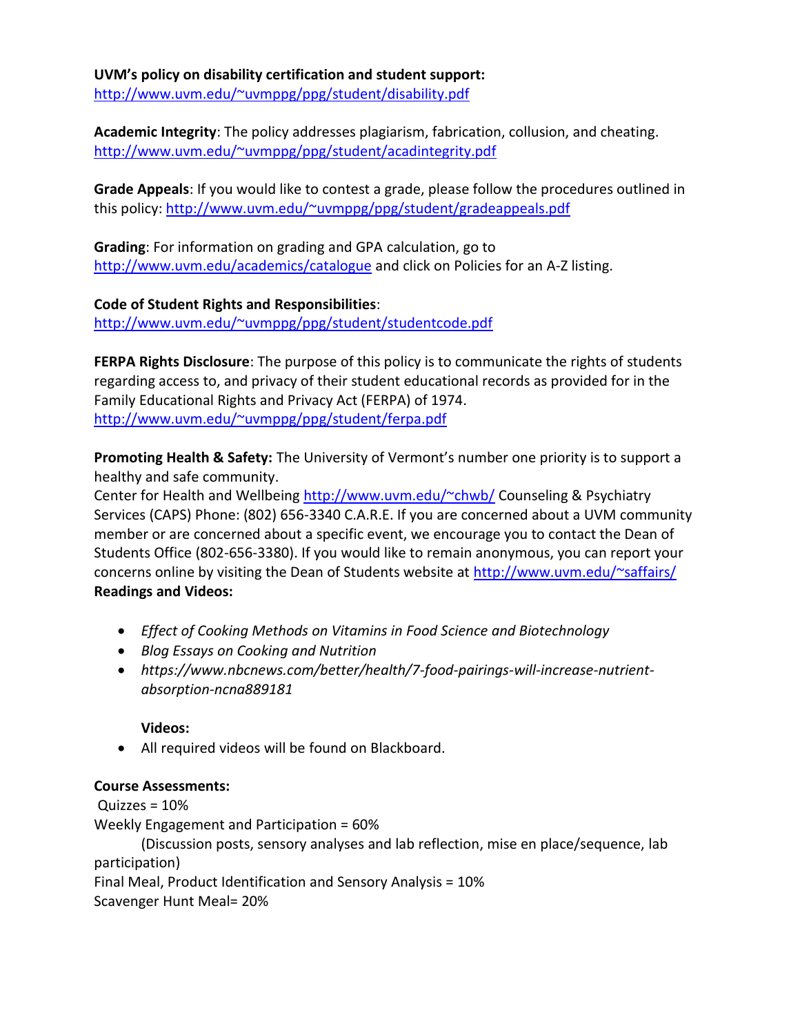**UVM's policy on disability certification and student support:** http://www.uvm.edu/~uvmppg/ppg/student/disability.pdf

**Academic Integrity**: The policy addresses plagiarism, fabrication, collusion, and cheating. http://www.uvm.edu/~uvmppg/ppg/student/acadintegrity.pdf

**Grade Appeals**: If you would like to contest a grade, please follow the procedures outlined in this policy: http://www.uvm.edu/~uvmppg/ppg/student/gradeappeals.pdf

**Grading**: For information on grading and GPA calculation, go to http://www.uvm.edu/academics/catalogue and click on Policies for an A-Z listing.

**Code of Student Rights and Responsibilities**: http://www.uvm.edu/~uvmppg/ppg/student/studentcode.pdf

**FERPA Rights Disclosure**: The purpose of this policy is to communicate the rights of students regarding access to, and privacy of their student educational records as provided for in the Family Educational Rights and Privacy Act (FERPA) of 1974. http://www.uvm.edu/~uvmppg/ppg/student/ferpa.pdf

**Promoting Health & Safety:** The University of Vermont's number one priority is to support a healthy and safe community.
Center for Health and Wellbeing http://www.uvm.edu/~chwb/ Counseling & Psychiatry Services (CAPS) Phone: (802) 656-3340 C.A.R.E. If you are concerned about a UVM community member or are concerned about a specific event, we encourage you to contact the Dean of Students Office (802-656-3380). If you would like to remain anonymous, you can report your concerns online by visiting the Dean of Students website at http://www.uvm.edu/~saffairs/

**Readings and Videos:**

- *Effect of Cooking Methods on Vitamins in Food Science and Biotechnology*
- *Blog Essays on Cooking and Nutrition*
- *https://www.nbcnews.com/better/health/7-food-pairings-will-increase-nutrient-absorption-ncna889181*

**Videos:**

- All required videos will be found on Blackboard.

**Course Assessments:**

Quizzes = 10%
Weekly Engagement and Participation = 60%
(Discussion posts, sensory analyses and lab reflection, mise en place/sequence, lab participation)
Final Meal, Product Identification and Sensory Analysis = 10%
Scavenger Hunt Meal= 20%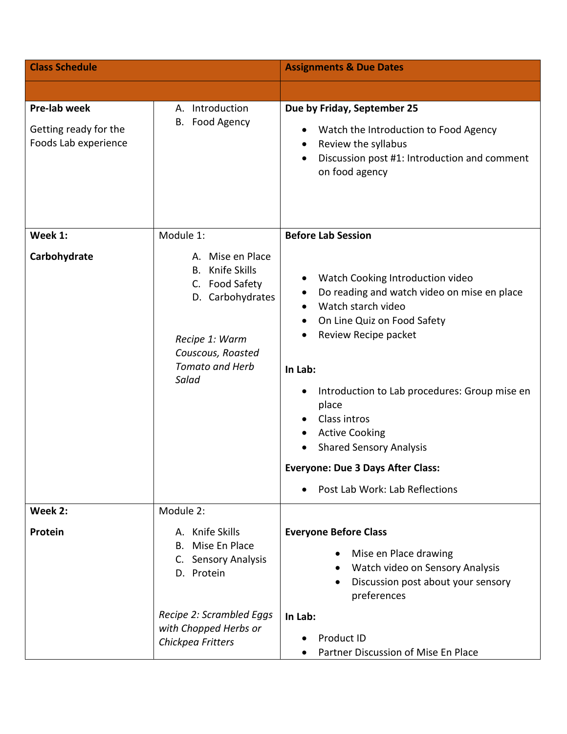| Class Schedule | | Assignments & Due Dates |
|---|---|---|
| | | |
| **Pre-lab week**<br><br>Getting ready for the Foods Lab experience | A. Introduction<br>B. Food Agency | **Due by Friday, September 25**<br><br>• Watch the Introduction to Food Agency<br>• Review the syllabus<br>• Discussion post #1: Introduction and comment on food agency |
| **Week 1:**<br><br>**Carbohydrate** | Module 1:<br><br>A. Mise en Place<br>B. Knife Skills<br>C. Food Safety<br>D. Carbohydrates<br><br>*Recipe 1: Warm Couscous, Roasted Tomato and Herb Salad* | **Before Lab Session**<br><br>• Watch Cooking Introduction video<br>• Do reading and watch video on mise en place<br>• Watch starch video<br>• On Line Quiz on Food Safety<br>• Review Recipe packet<br><br>**In Lab:**<br><br>• Introduction to Lab procedures: Group mise en place<br>• Class intros<br>• Active Cooking<br>• Shared Sensory Analysis<br><br>**Everyone: Due 3 Days After Class:**<br><br>• Post Lab Work: Lab Reflections |
| **Week 2:**<br><br>**Protein** | Module 2:<br><br>A. Knife Skills<br>B. Mise En Place<br>C. Sensory Analysis<br>D. Protein<br><br>*Recipe 2: Scrambled Eggs with Chopped Herbs or Chickpea Fritters* | **Everyone Before Class**<br><br>• Mise en Place drawing<br>• Watch video on Sensory Analysis<br>• Discussion post about your sensory preferences<br><br>**In Lab:**<br><br>• Product ID<br>• Partner Discussion of Mise En Place |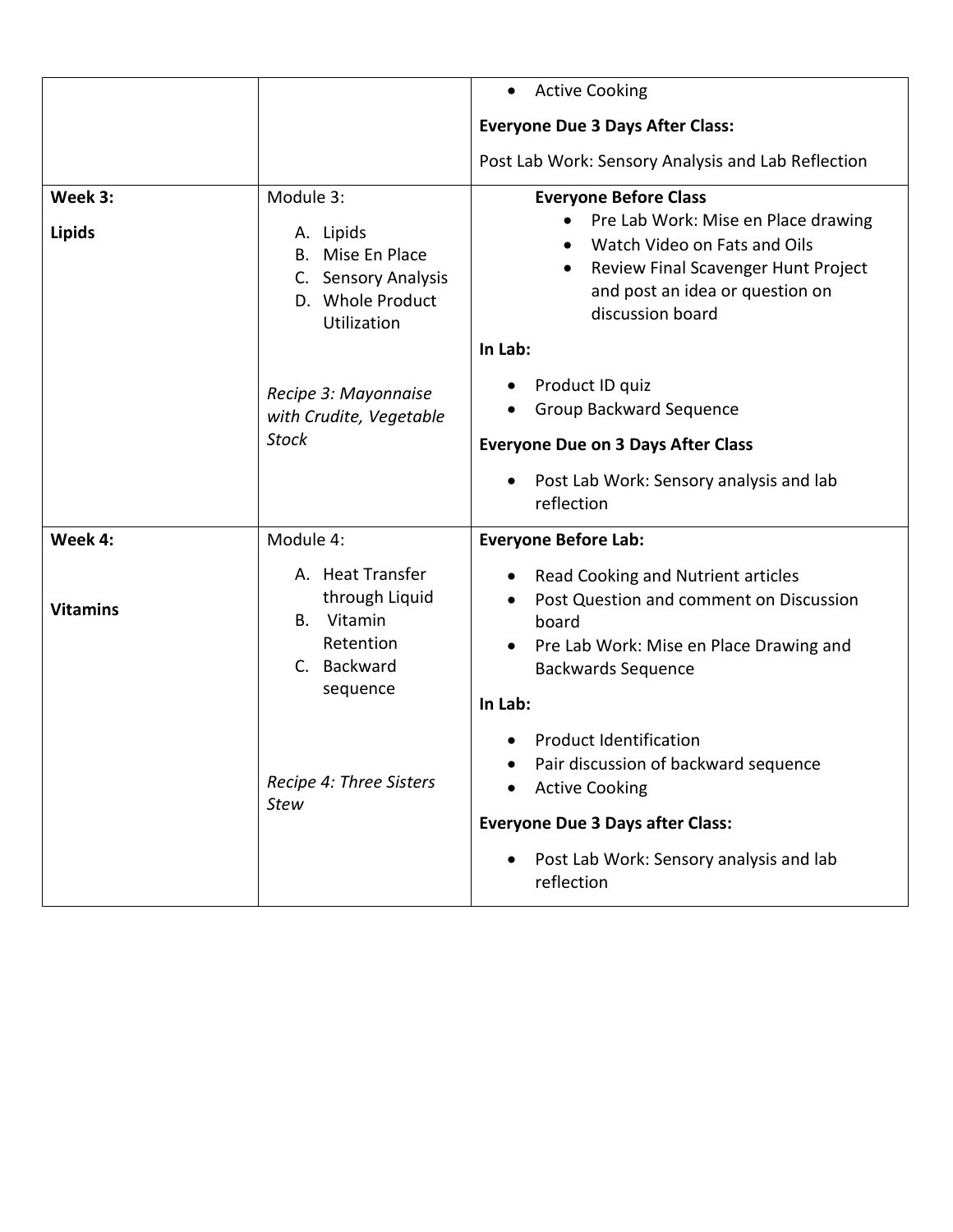| | | |
|---|---|---|
| | | • Active Cooking<br>**Everyone Due 3 Days After Class:**<br>Post Lab Work: Sensory Analysis and Lab Reflection |
| **Week 3:**<br>**Lipids** | Module 3:<br>A. Lipids<br>B. Mise En Place<br>C. Sensory Analysis<br>D. Whole Product Utilization<br><br>*Recipe 3: Mayonnaise with Crudite, Vegetable Stock* | **Everyone Before Class**<br>• Pre Lab Work: Mise en Place drawing<br>• Watch Video on Fats and Oils<br>• Review Final Scavenger Hunt Project and post an idea or question on discussion board<br>**In Lab:**<br>• Product ID quiz<br>• Group Backward Sequence<br>**Everyone Due on 3 Days After Class**<br>• Post Lab Work: Sensory analysis and lab reflection |
| **Week 4:**<br>**Vitamins** | Module 4:<br>A. Heat Transfer through Liquid<br>B. Vitamin Retention<br>C. Backward sequence<br><br>*Recipe 4: Three Sisters Stew* | **Everyone Before Lab:**<br>• Read Cooking and Nutrient articles<br>• Post Question and comment on Discussion board<br>• Pre Lab Work: Mise en Place Drawing and Backwards Sequence<br>**In Lab:**<br>• Product Identification<br>• Pair discussion of backward sequence<br>• Active Cooking<br>**Everyone Due 3 Days after Class:**<br>• Post Lab Work: Sensory analysis and lab reflection |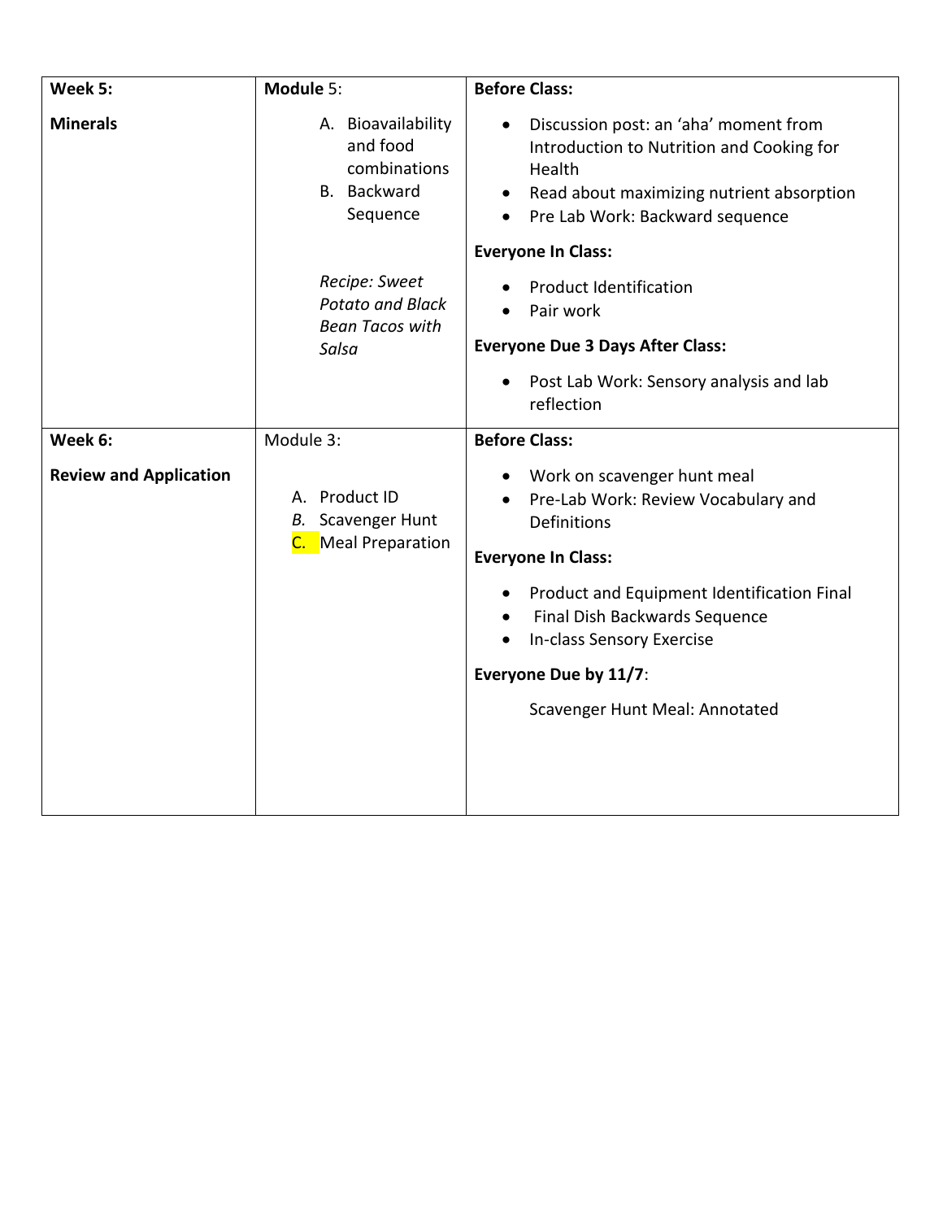| | | |
|---|---|---|
| **Week 5:**<br><br>**Minerals** | **Module** 5:<br><br>A. Bioavailability and food combinations<br>B. Backward Sequence<br><br>*Recipe: Sweet Potato and Black Bean Tacos with Salsa* | **Before Class:**<br><br>• Discussion post: an 'aha' moment from Introduction to Nutrition and Cooking for Health<br>• Read about maximizing nutrient absorption<br>• Pre Lab Work: Backward sequence<br><br>**Everyone In Class:**<br><br>• Product Identification<br>• Pair work<br><br>**Everyone Due 3 Days After Class:**<br><br>• Post Lab Work: Sensory analysis and lab reflection |
| **Week 6:**<br><br>**Review and Application** | Module 3:<br><br>A. Product ID<br>*B.* Scavenger Hunt<br>C. Meal Preparation | **Before Class:**<br><br>• Work on scavenger hunt meal<br>• Pre-Lab Work: Review Vocabulary and Definitions<br><br>**Everyone In Class:**<br><br>• Product and Equipment Identification Final<br>• Final Dish Backwards Sequence<br>• In-class Sensory Exercise<br><br>**Everyone Due by 11/7**:<br><br>Scavenger Hunt Meal: Annotated |